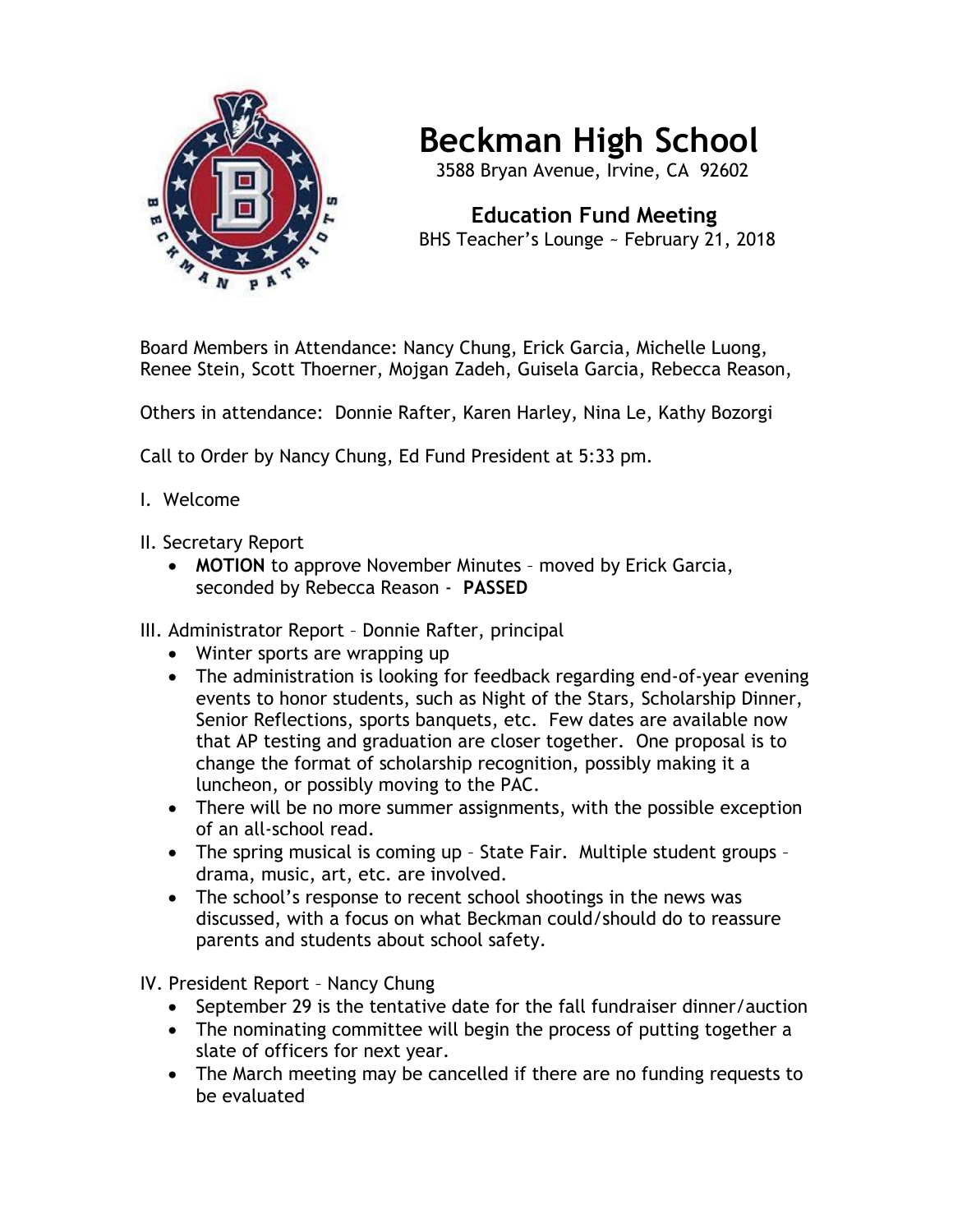# Beckman High School

3588 Bryan Avenue, Irvine, CA 92602

## Education Fund Meeting

BHS Teacher's Lounge ~ February 21, 2018

Board Members in Attendance: Nancy Chung, Erick Garcia, Michelle Luong, Renee Stein, Scott Thoerner, Mojgan Zadeh, Guisela Garcia, Rebecca Reason,

Others in attendance: Donnie Rafter, Karen Harley, Nina Le, Kathy Bozorgi

Call to Order by Nancy Chung, Ed Fund President at 5:33 pm.

I. Welcome

II. Secretary Report

- **MOTION** to approve November Minutes – moved by Erick Garcia, seconded by Rebecca Reason - **PASSED**

III. Administrator Report – Donnie Rafter, principal

- Winter sports are wrapping up
- The administration is looking for feedback regarding end-of-year evening events to honor students, such as Night of the Stars, Scholarship Dinner, Senior Reflections, sports banquets, etc. Few dates are available now that AP testing and graduation are closer together. One proposal is to change the format of scholarship recognition, possibly making it a luncheon, or possibly moving to the PAC.
- There will be no more summer assignments, with the possible exception of an all-school read.
- The spring musical is coming up – State Fair. Multiple student groups – drama, music, art, etc. are involved.
- The school's response to recent school shootings in the news was discussed, with a focus on what Beckman could/should do to reassure parents and students about school safety.

IV. President Report – Nancy Chung

- September 29 is the tentative date for the fall fundraiser dinner/auction
- The nominating committee will begin the process of putting together a slate of officers for next year.
- The March meeting may be cancelled if there are no funding requests to be evaluated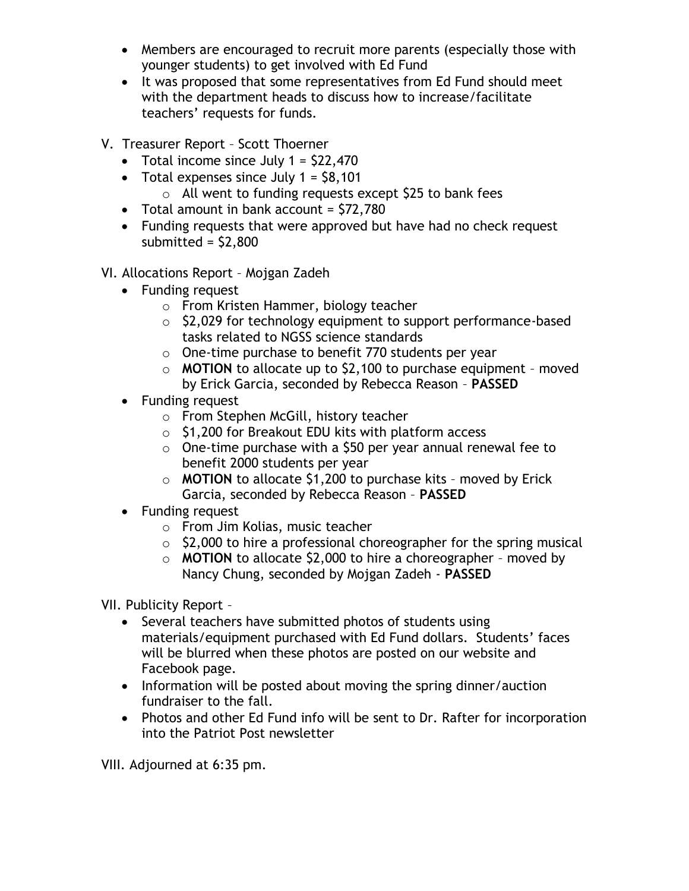- Members are encouraged to recruit more parents (especially those with younger students) to get involved with Ed Fund
- It was proposed that some representatives from Ed Fund should meet with the department heads to discuss how to increase/facilitate teachers' requests for funds.

V. Treasurer Report – Scott Thoerner

- Total income since July 1 = $22,470
- Total expenses since July 1 = $8,101
  - All went to funding requests except $25 to bank fees
- Total amount in bank account = $72,780
- Funding requests that were approved but have had no check request submitted = $2,800

VI. Allocations Report – Mojgan Zadeh

- Funding request
  - From Kristen Hammer, biology teacher
  - $2,029 for technology equipment to support performance-based tasks related to NGSS science standards
  - One-time purchase to benefit 770 students per year
  - **MOTION** to allocate up to $2,100 to purchase equipment – moved by Erick Garcia, seconded by Rebecca Reason – **PASSED**
- Funding request
  - From Stephen McGill, history teacher
  - $1,200 for Breakout EDU kits with platform access
  - One-time purchase with a $50 per year annual renewal fee to benefit 2000 students per year
  - **MOTION** to allocate $1,200 to purchase kits – moved by Erick Garcia, seconded by Rebecca Reason – **PASSED**
- Funding request
  - From Jim Kolias, music teacher
  - $2,000 to hire a professional choreographer for the spring musical
  - **MOTION** to allocate $2,000 to hire a choreographer – moved by Nancy Chung, seconded by Mojgan Zadeh - **PASSED**

VII. Publicity Report –

- Several teachers have submitted photos of students using materials/equipment purchased with Ed Fund dollars. Students' faces will be blurred when these photos are posted on our website and Facebook page.
- Information will be posted about moving the spring dinner/auction fundraiser to the fall.
- Photos and other Ed Fund info will be sent to Dr. Rafter for incorporation into the Patriot Post newsletter

VIII. Adjourned at 6:35 pm.